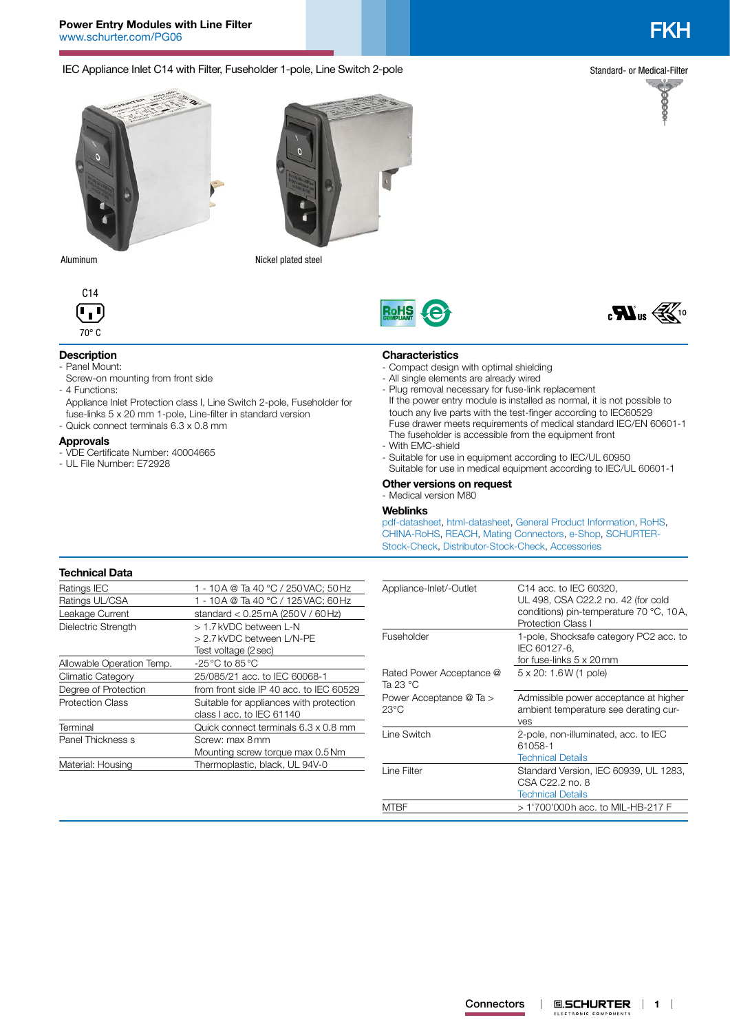**Power Entry Modules with Line Filter**
www.schurter.com/PG06

# FKH

IEC Appliance Inlet C14 with Filter, Fuseholder 1-pole, Line Switch 2-pole

Standard- or Medical-Filter

Aluminum

Nickel plated steel

C14

70° C

## Description

- Panel Mount:
  Screw-on mounting from front side
- 4 Functions:
  Appliance Inlet Protection class I, Line Switch 2-pole, Fuseholder for fuse-links 5 x 20 mm 1-pole, Line-filter in standard version
- Quick connect terminals 6.3 x 0.8 mm

## Approvals

- VDE Certificate Number: 40004665
- UL File Number: E72928

## Characteristics

- Compact design with optimal shielding
- All single elements are already wired
- Plug removal necessary for fuse-link replacement
  If the power entry module is installed as normal, it is not possible to touch any live parts with the test-finger according to IEC60529
  Fuse drawer meets requirements of medical standard IEC/EN 60601-1
  The fuseholder is accessible from the equipment front
- With EMC-shield
- Suitable for use in equipment according to IEC/UL 60950
  Suitable for use in medical equipment according to IEC/UL 60601-1

## Other versions on request

- Medical version M80

## Weblinks

pdf-datasheet, html-datasheet, General Product Information, RoHS, CHINA-RoHS, REACH, Mating Connectors, e-Shop, SCHURTER-Stock-Check, Distributor-Stock-Check, Accessories

## Technical Data

| | |
|---|---|
| Ratings IEC | 1 - 10 A @ Ta 40 °C / 250 VAC; 50 Hz |
| Ratings UL/CSA | 1 - 10 A @ Ta 40 °C / 125 VAC; 60 Hz |
| Leakage Current | standard < 0.25 mA (250 V / 60 Hz) |
| Dielectric Strength | > 1.7 kVDC between L-N<br>> 2.7 kVDC between L/N-PE<br>Test voltage (2 sec) |
| Allowable Operation Temp. | -25 °C to 85 °C |
| Climatic Category | 25/085/21 acc. to IEC 60068-1 |
| Degree of Protection | from front side IP 40 acc. to IEC 60529 |
| Protection Class | Suitable for appliances with protection class I acc. to IEC 61140 |
| Terminal | Quick connect terminals 6.3 x 0.8 mm |
| Panel Thickness s | Screw: max 8 mm<br>Mounting screw torque max 0.5 Nm |
| Material: Housing | Thermoplastic, black, UL 94V-0 |
| Appliance-Inlet/-Outlet | C14 acc. to IEC 60320,<br>UL 498, CSA C22.2 no. 42 (for cold conditions) pin-temperature 70 °C, 10 A, Protection Class I |
| Fuseholder | 1-pole, Shocksafe category PC2 acc. to IEC 60127-6,<br>for fuse-links 5 x 20 mm |
| Rated Power Acceptance @ Ta 23 °C | 5 x 20: 1.6 W (1 pole) |
| Power Acceptance @ Ta > 23°C | Admissible power acceptance at higher ambient temperature see derating curves |
| Line Switch | 2-pole, non-illuminated, acc. to IEC 61058-1<br>Technical Details |
| Line Filter | Standard Version, IEC 60939, UL 1283, CSA C22.2 no. 8<br>Technical Details |
| MTBF | > 1'700'000 h acc. to MIL-HB-217 F |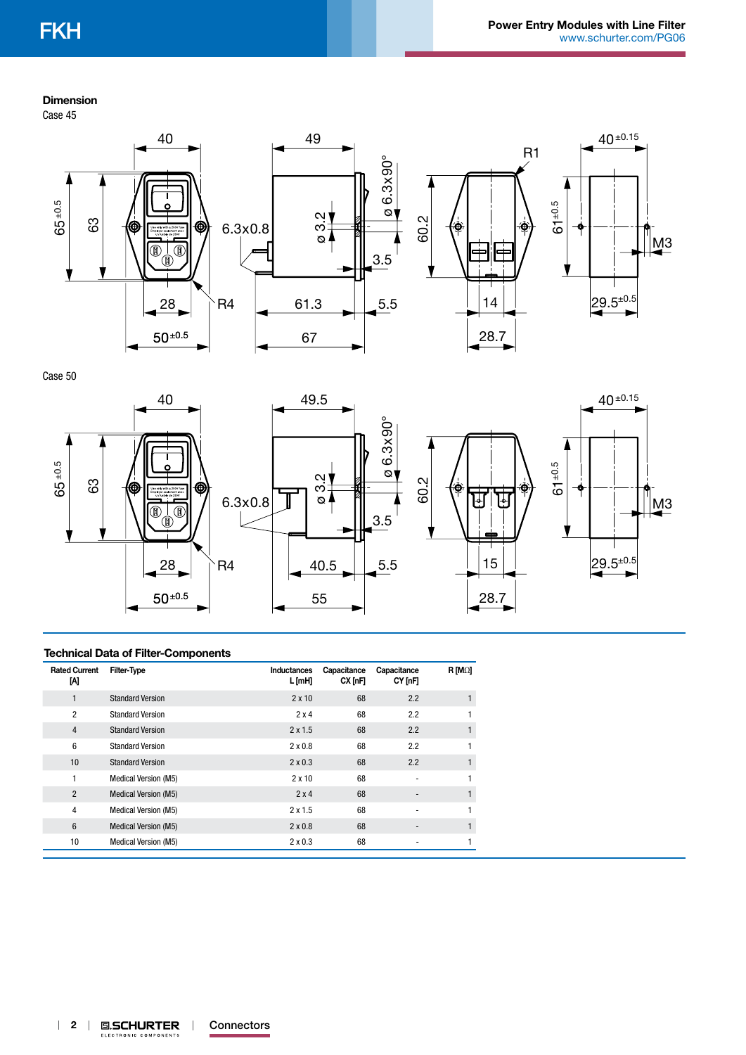## Dimension

Case 45

Case 50

## Technical Data of Filter-Components

| Rated Current [A] | Filter-Type | Inductances L [mH] | Capacitance CX [nF] | Capacitance CY [nF] | R [MΩ] |
|---|---|---|---|---|---|
| 1 | Standard Version | 2 x 10 | 68 | 2.2 | 1 |
| 2 | Standard Version | 2 x 4 | 68 | 2.2 | 1 |
| 4 | Standard Version | 2 x 1.5 | 68 | 2.2 | 1 |
| 6 | Standard Version | 2 x 0.8 | 68 | 2.2 | 1 |
| 10 | Standard Version | 2 x 0.3 | 68 | 2.2 | 1 |
| 1 | Medical Version (M5) | 2 x 10 | 68 | - | 1 |
| 2 | Medical Version (M5) | 2 x 4 | 68 | - | 1 |
| 4 | Medical Version (M5) | 2 x 1.5 | 68 | - | 1 |
| 6 | Medical Version (M5) | 2 x 0.8 | 68 | - | 1 |
| 10 | Medical Version (M5) | 2 x 0.3 | 68 | - | 1 |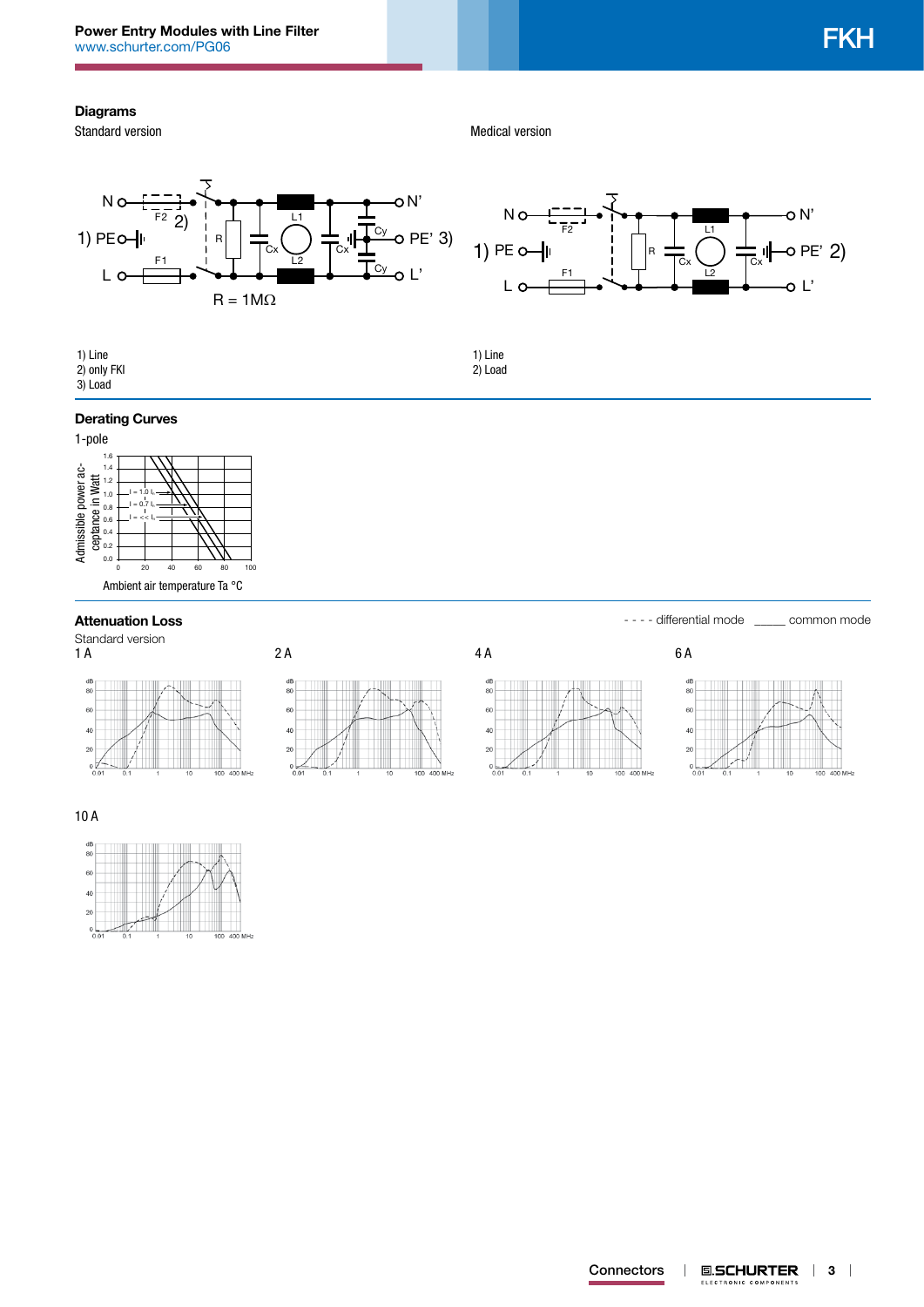## Diagrams

Standard version

1) Line
2) only FKI
3) Load

Medical version

1) Line
2) Load

## Derating Curves

1-pole

## Attenuation Loss

- - - - differential mode ____ common mode

Standard version

1 A

2 A

4 A

6 A

10 A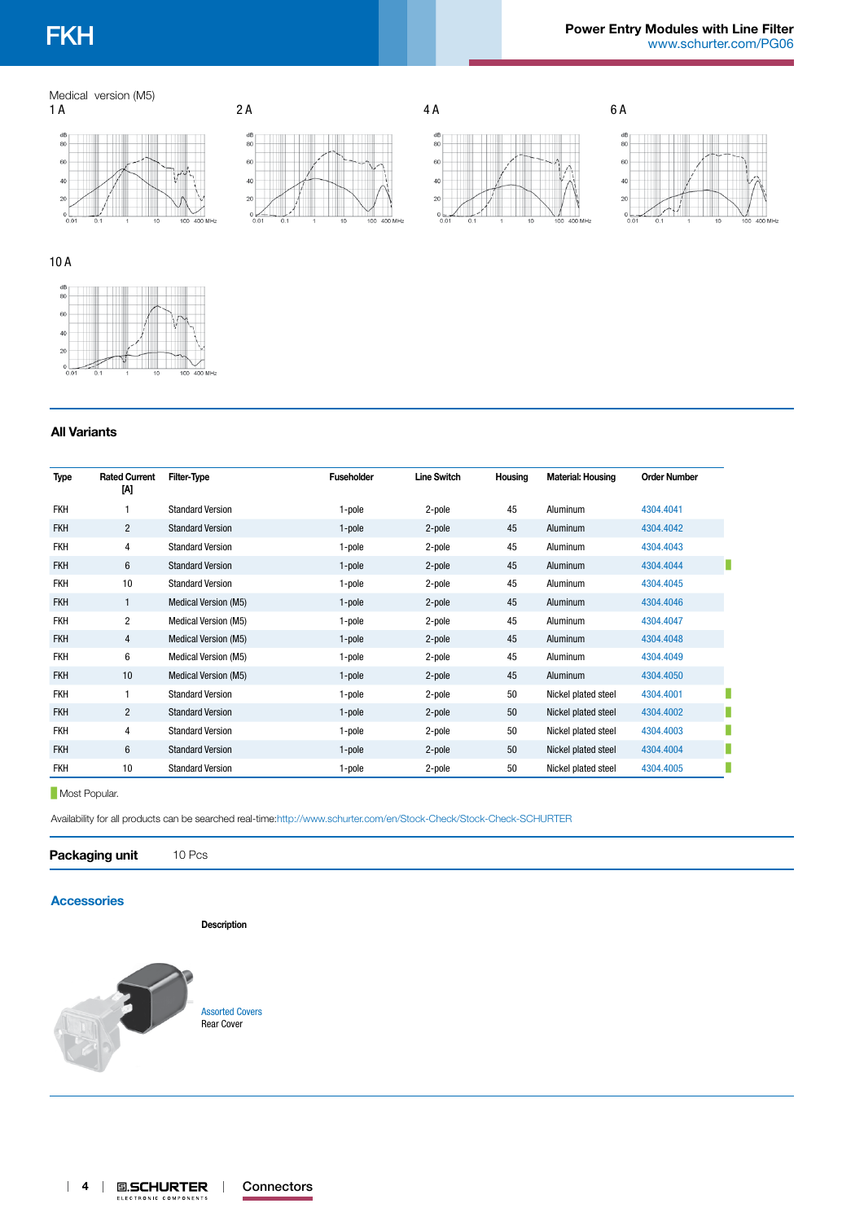Medical version (M5)

1 A

2 A

4 A

6 A

10 A

## All Variants

| Type | Rated Current [A] | Filter-Type | Fuseholder | Line Switch | Housing | Material: Housing | Order Number | |
|---|---|---|---|---|---|---|---|---|
| FKH | 1 | Standard Version | 1-pole | 2-pole | 45 | Aluminum | 4304.4041 | |
| FKH | 2 | Standard Version | 1-pole | 2-pole | 45 | Aluminum | 4304.4042 | |
| FKH | 4 | Standard Version | 1-pole | 2-pole | 45 | Aluminum | 4304.4043 | |
| FKH | 6 | Standard Version | 1-pole | 2-pole | 45 | Aluminum | 4304.4044 | ■ |
| FKH | 10 | Standard Version | 1-pole | 2-pole | 45 | Aluminum | 4304.4045 | |
| FKH | 1 | Medical Version (M5) | 1-pole | 2-pole | 45 | Aluminum | 4304.4046 | |
| FKH | 2 | Medical Version (M5) | 1-pole | 2-pole | 45 | Aluminum | 4304.4047 | |
| FKH | 4 | Medical Version (M5) | 1-pole | 2-pole | 45 | Aluminum | 4304.4048 | |
| FKH | 6 | Medical Version (M5) | 1-pole | 2-pole | 45 | Aluminum | 4304.4049 | |
| FKH | 10 | Medical Version (M5) | 1-pole | 2-pole | 45 | Aluminum | 4304.4050 | |
| FKH | 1 | Standard Version | 1-pole | 2-pole | 50 | Nickel plated steel | 4304.4001 | ■ |
| FKH | 2 | Standard Version | 1-pole | 2-pole | 50 | Nickel plated steel | 4304.4002 | ■ |
| FKH | 4 | Standard Version | 1-pole | 2-pole | 50 | Nickel plated steel | 4304.4003 | ■ |
| FKH | 6 | Standard Version | 1-pole | 2-pole | 50 | Nickel plated steel | 4304.4004 | ■ |
| FKH | 10 | Standard Version | 1-pole | 2-pole | 50 | Nickel plated steel | 4304.4005 | ■ |

■ Most Popular.

Availability for all products can be searched real-time:http://www.schurter.com/en/Stock-Check/Stock-Check-SCHURTER

**Packaging unit** 10 Pcs

## Accessories

| | Description |
|---|---|
| | Assorted Covers<br>Rear Cover |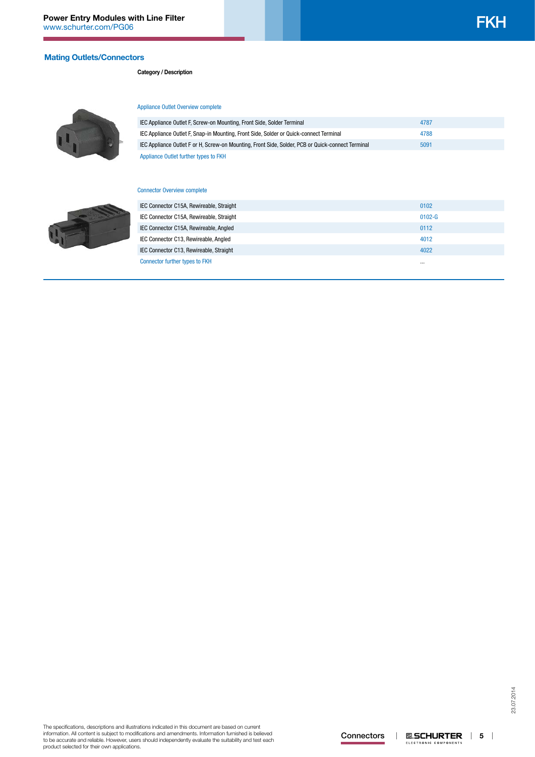## Mating Outlets/Connectors

**Category / Description**

Appliance Outlet Overview complete

| | |
|---|---|
| IEC Appliance Outlet F, Screw-on Mounting, Front Side, Solder Terminal | 4787 |
| IEC Appliance Outlet F, Snap-in Mounting, Front Side, Solder or Quick-connect Terminal | 4788 |
| IEC Appliance Outlet F or H, Screw-on Mounting, Front Side, Solder, PCB or Quick-connect Terminal | 5091 |
| Appliance Outlet further types to FKH | |

Connector Overview complete

| | |
|---|---|
| IEC Connector C15A, Rewireable, Straight | 0102 |
| IEC Connector C15A, Rewireable, Straight | 0102-G |
| IEC Connector C15A, Rewireable, Angled | 0112 |
| IEC Connector C13, Rewireable, Angled | 4012 |
| IEC Connector C13, Rewireable, Straight | 4022 |
| Connector further types to FKH | ... |

The specifications, descriptions and illustrations indicated in this document are based on current information. All content is subject to modifications and amendments. Information furnished is believed to be accurate and reliable. However, users should independently evaluate the suitability and test each product selected for their own applications.

23.07.2014